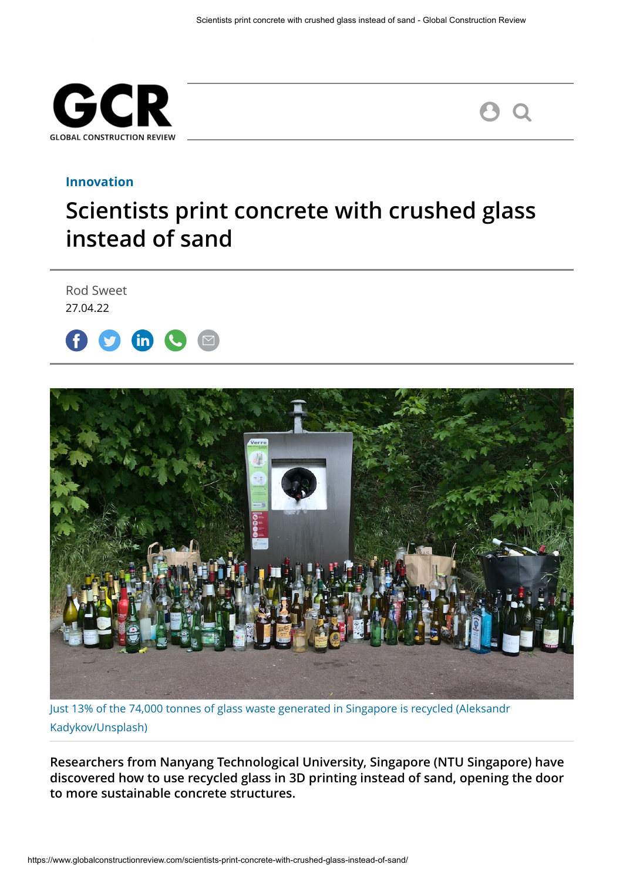Innovation

# Scientists print concrete with crushed glass instead of sand

Rod Sweet
27.04.22

Just 13% of the 74,000 tonnes of glass waste generated in Singapore is recycled (Aleksandr Kadykov/Unsplash)

**Researchers from Nanyang Technological University, Singapore (NTU Singapore) have discovered how to use recycled glass in 3D printing instead of sand, opening the door to more sustainable concrete structures.**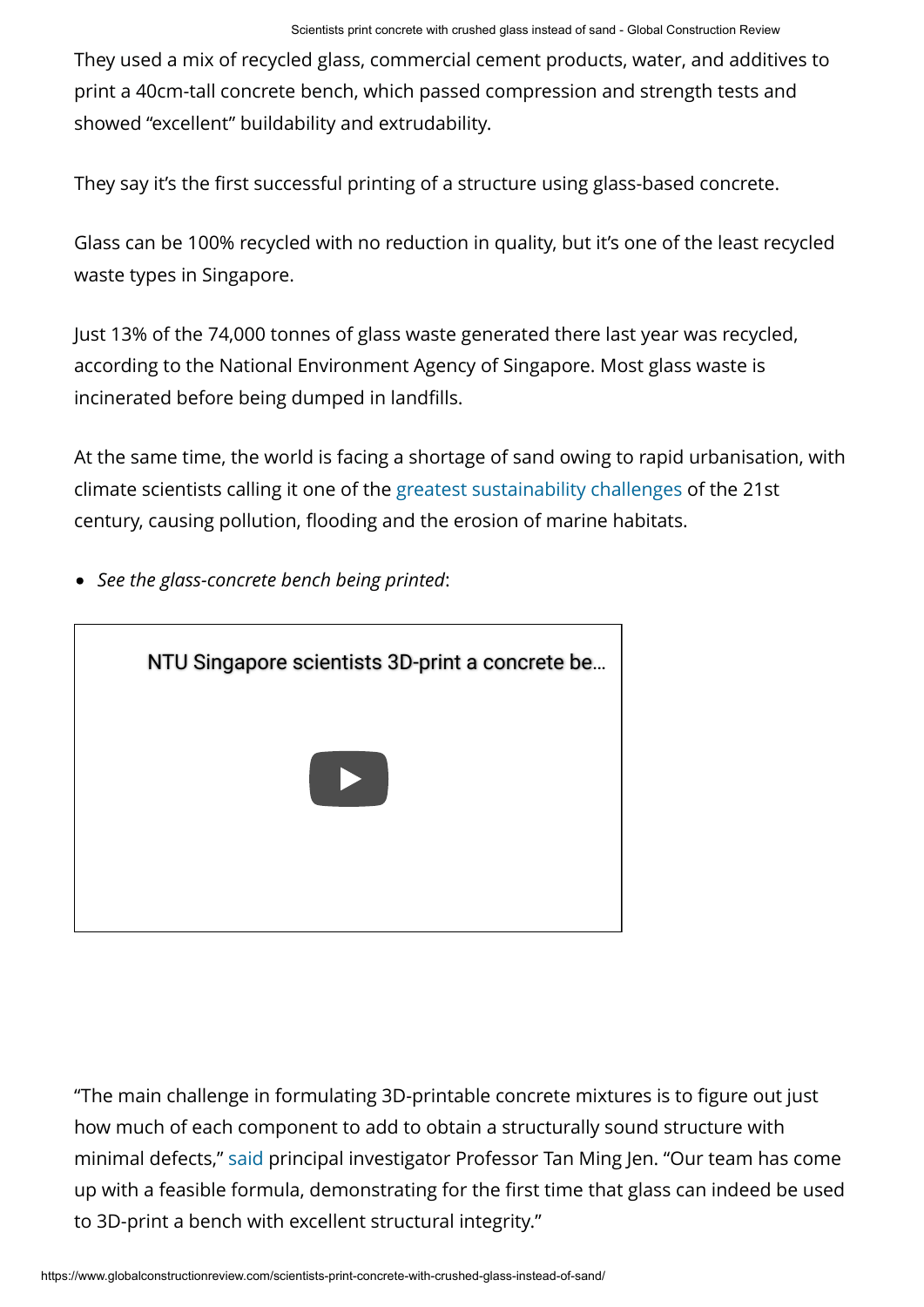They used a mix of recycled glass, commercial cement products, water, and additives to print a 40cm-tall concrete bench, which passed compression and strength tests and showed "excellent" buildability and extrudability.

They say it's the first successful printing of a structure using glass-based concrete.

Glass can be 100% recycled with no reduction in quality, but it's one of the least recycled waste types in Singapore.

Just 13% of the 74,000 tonnes of glass waste generated there last year was recycled, according to the National Environment Agency of Singapore. Most glass waste is incinerated before being dumped in landfills.

At the same time, the world is facing a shortage of sand owing to rapid urbanisation, with climate scientists calling it one of the greatest sustainability challenges of the 21st century, causing pollution, flooding and the erosion of marine habitats.

- *See the glass-concrete bench being printed*:

NTU Singapore scientists 3D-print a concrete be...

"The main challenge in formulating 3D-printable concrete mixtures is to figure out just how much of each component to add to obtain a structurally sound structure with minimal defects," said principal investigator Professor Tan Ming Jen. "Our team has come up with a feasible formula, demonstrating for the first time that glass can indeed be used to 3D-print a bench with excellent structural integrity."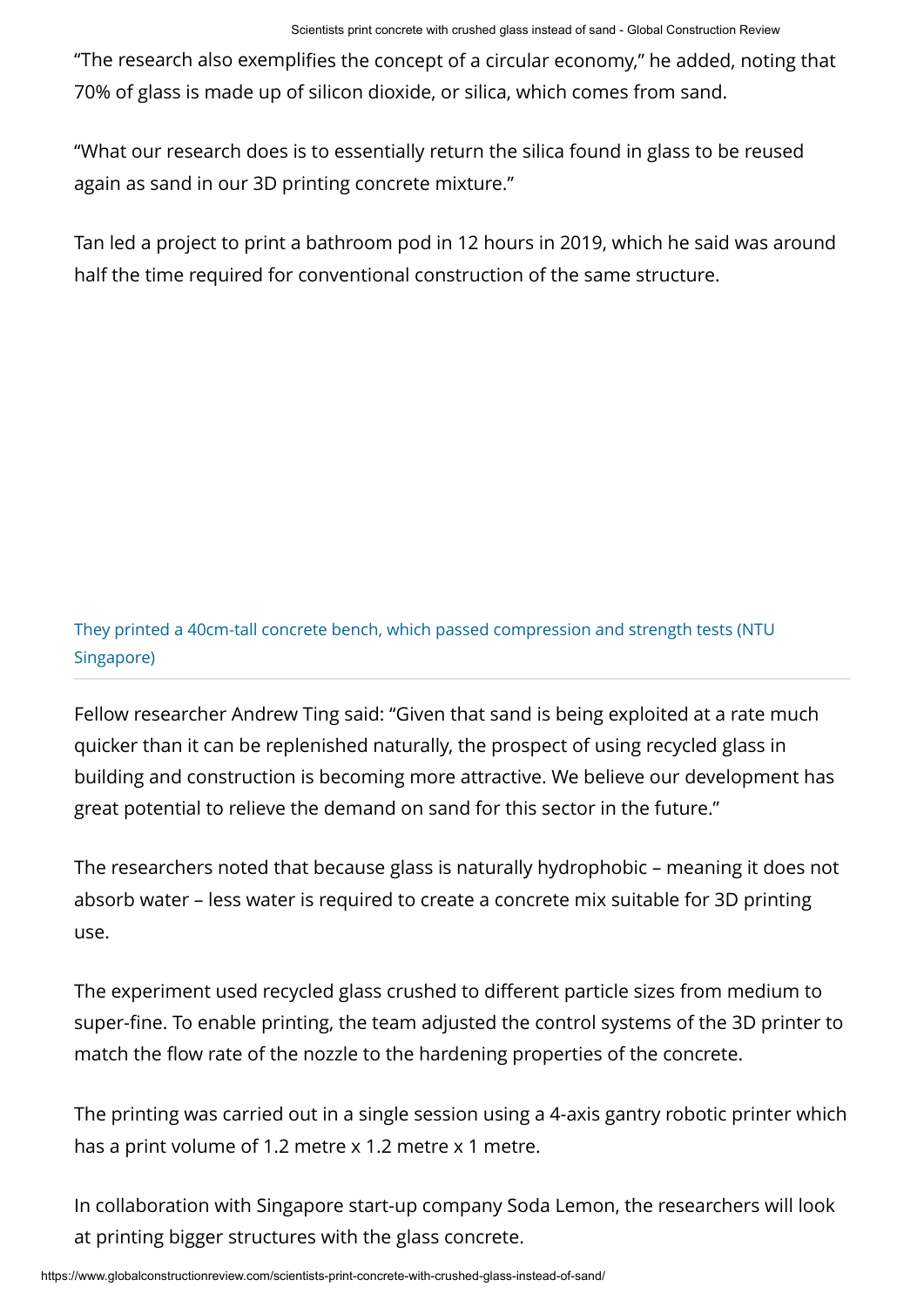"The research also exemplifies the concept of a circular economy," he added, noting that 70% of glass is made up of silicon dioxide, or silica, which comes from sand.

"What our research does is to essentially return the silica found in glass to be reused again as sand in our 3D printing concrete mixture."

Tan led a project to print a bathroom pod in 12 hours in 2019, which he said was around half the time required for conventional construction of the same structure.

They printed a 40cm-tall concrete bench, which passed compression and strength tests (NTU Singapore)

Fellow researcher Andrew Ting said: "Given that sand is being exploited at a rate much quicker than it can be replenished naturally, the prospect of using recycled glass in building and construction is becoming more attractive. We believe our development has great potential to relieve the demand on sand for this sector in the future."

The researchers noted that because glass is naturally hydrophobic – meaning it does not absorb water – less water is required to create a concrete mix suitable for 3D printing use.

The experiment used recycled glass crushed to different particle sizes from medium to super-fine. To enable printing, the team adjusted the control systems of the 3D printer to match the flow rate of the nozzle to the hardening properties of the concrete.

The printing was carried out in a single session using a 4-axis gantry robotic printer which has a print volume of 1.2 metre x 1.2 metre x 1 metre.

In collaboration with Singapore start-up company Soda Lemon, the researchers will look at printing bigger structures with the glass concrete.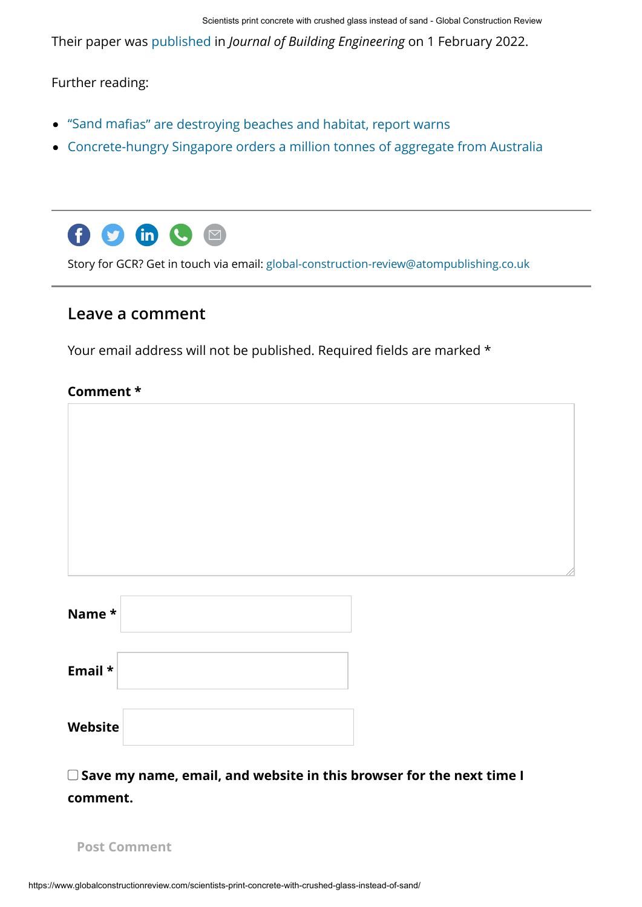Their paper was published in *Journal of Building Engineering* on 1 February 2022.

Further reading:

- "Sand mafias" are destroying beaches and habitat, report warns
- Concrete-hungry Singapore orders a million tonnes of aggregate from Australia

Story for GCR? Get in touch via email: global-construction-review@atompublishing.co.uk

## Leave a comment

Your email address will not be published. Required fields are marked *

**Comment ***

**Name ***

**Email ***

**Website**

**Save my name, email, and website in this browser for the next time I comment.**

Post Comment